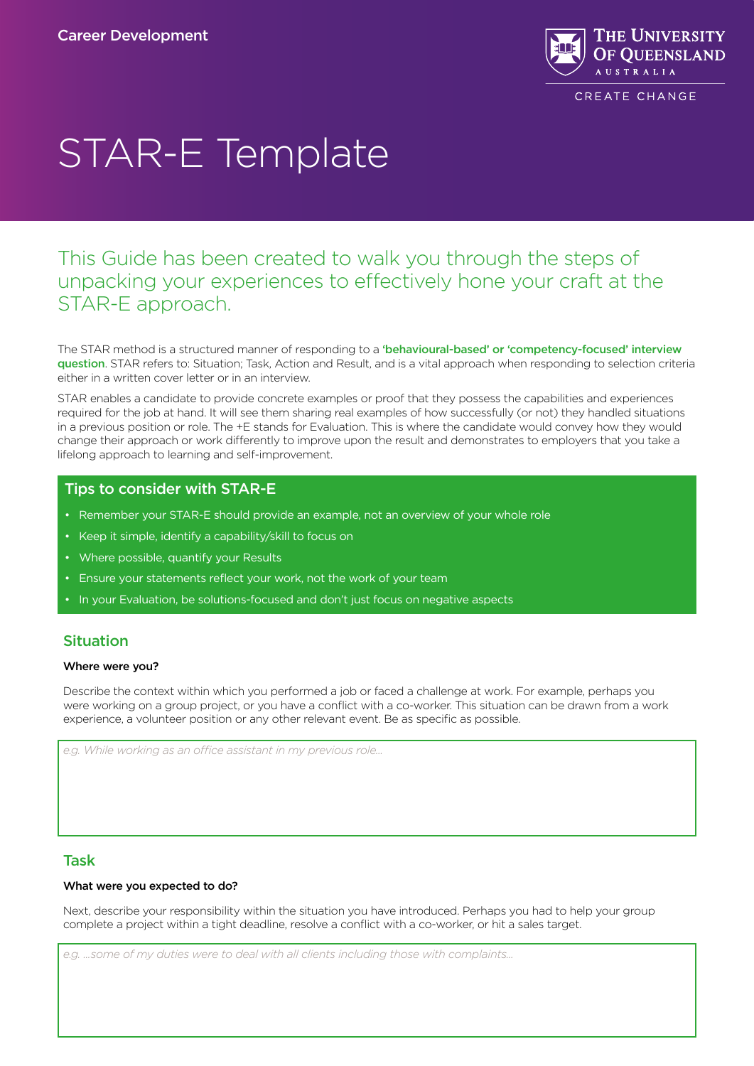Career Development

THE UNIVERSITY OF QUEENSLAND AUSTRALIA

CREATE CHANGE

# STAR-E Template

## This Guide has been created to walk you through the steps of unpacking your experiences to effectively hone your craft at the STAR-E approach.

The STAR method is a structured manner of responding to a **'behavioural-based' or 'competency-focused' interview question**. STAR refers to: Situation; Task, Action and Result, and is a vital approach when responding to selection criteria either in a written cover letter or in an interview.

STAR enables a candidate to provide concrete examples or proof that they possess the capabilities and experiences required for the job at hand. It will see them sharing real examples of how successfully (or not) they handled situations in a previous position or role. The +E stands for Evaluation. This is where the candidate would convey how they would change their approach or work differently to improve upon the result and demonstrates to employers that you take a lifelong approach to learning and self-improvement.

### Tips to consider with STAR-E

- Remember your STAR-E should provide an example, not an overview of your whole role
- Keep it simple, identify a capability/skill to focus on
- Where possible, quantify your Results
- Ensure your statements reflect your work, not the work of your team
- In your Evaluation, be solutions-focused and don't just focus on negative aspects

### Situation

**Where were you?**

Describe the context within which you performed a job or faced a challenge at work. For example, perhaps you were working on a group project, or you have a conflict with a co-worker. This situation can be drawn from a work experience, a volunteer position or any other relevant event. Be as specific as possible.

*e.g. While working as an office assistant in my previous role...*

### Task

**What were you expected to do?**

Next, describe your responsibility within the situation you have introduced. Perhaps you had to help your group complete a project within a tight deadline, resolve a conflict with a co-worker, or hit a sales target.

*e.g. ...some of my duties were to deal with all clients including those with complaints...*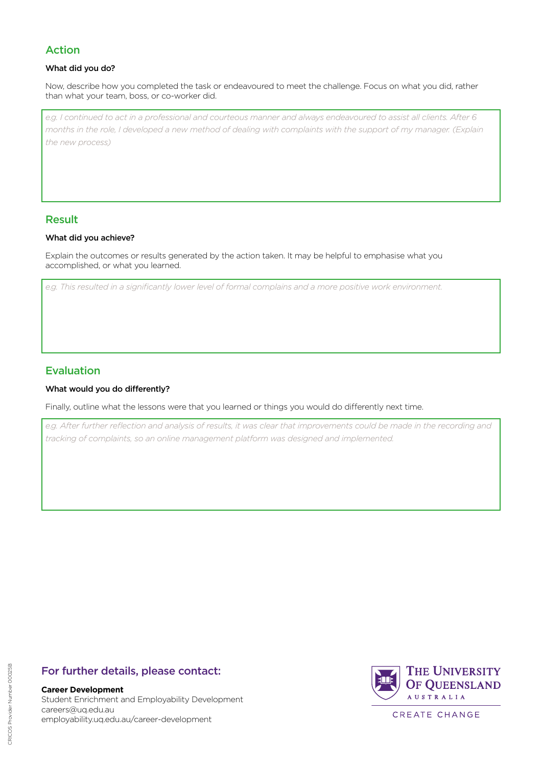## Action

**What did you do?**

Now, describe how you completed the task or endeavoured to meet the challenge. Focus on what you did, rather than what your team, boss, or co-worker did.

*e.g. I continued to act in a professional and courteous manner and always endeavoured to assist all clients. After 6 months in the role, I developed a new method of dealing with complaints with the support of my manager. (Explain the new process)*

## Result

**What did you achieve?**

Explain the outcomes or results generated by the action taken. It may be helpful to emphasise what you accomplished, or what you learned.

*e.g. This resulted in a significantly lower level of formal complains and a more positive work environment.*

## Evaluation

**What would you do differently?**

Finally, outline what the lessons were that you learned or things you would do differently next time.

*e.g. After further reflection and analysis of results, it was clear that improvements could be made in the recording and tracking of complaints, so an online management platform was designed and implemented.*

## For further details, please contact:

**Career Development**
Student Enrichment and Employability Development
careers@uq.edu.au
employability.uq.edu.au/career-development

The University of Queensland
Australia

CREATE CHANGE

CRICOS Provider Number 00025B